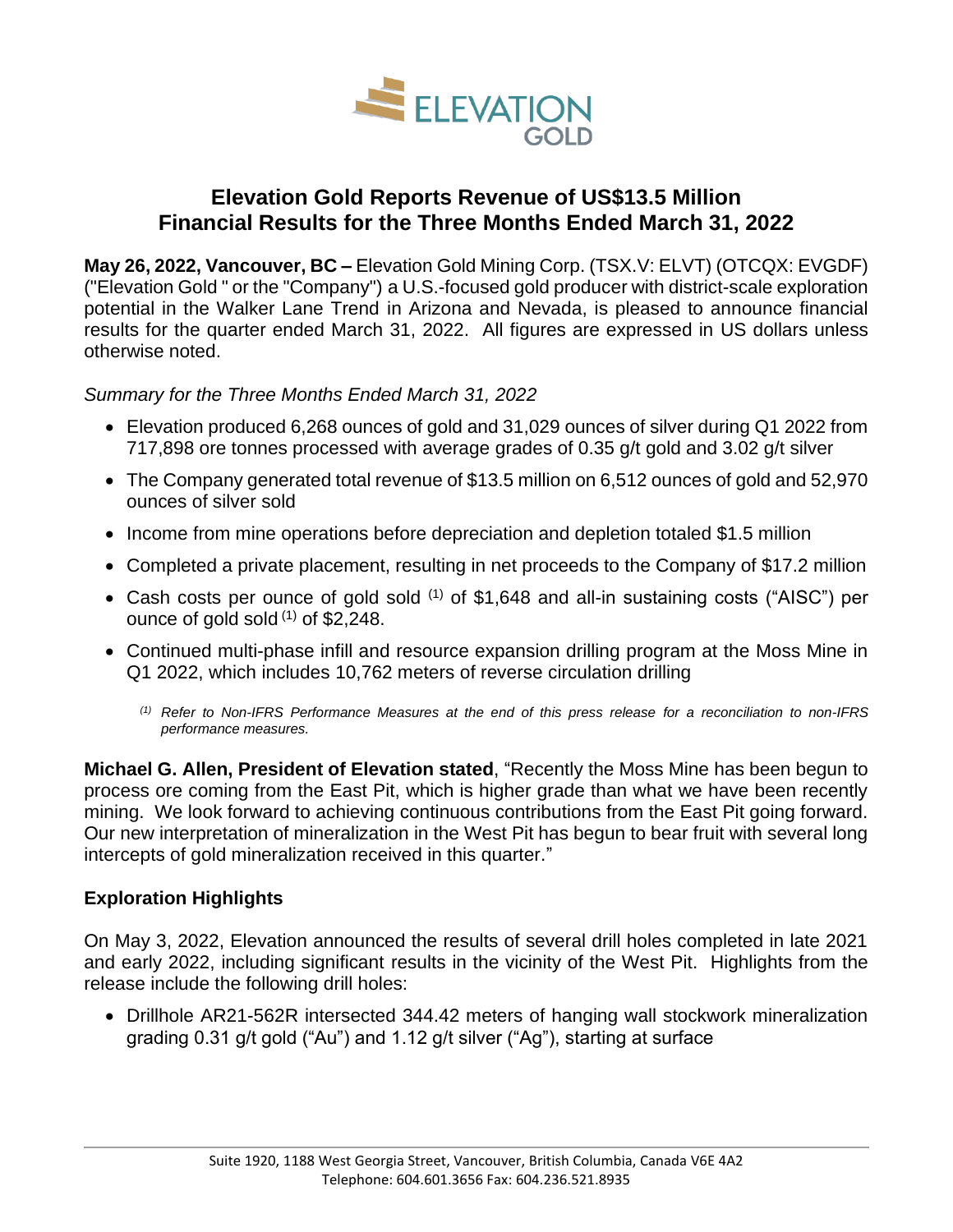# Elevation Gold Reports Revenue of US$13.5 Million Financial Results for the Three Months Ended March 31, 2022

**May 26, 2022, Vancouver, BC –** Elevation Gold Mining Corp. (TSX.V: ELVT) (OTCQX: EVGDF) ("Elevation Gold " or the "Company") a U.S.-focused gold producer with district-scale exploration potential in the Walker Lane Trend in Arizona and Nevada, is pleased to announce financial results for the quarter ended March 31, 2022. All figures are expressed in US dollars unless otherwise noted.

*Summary for the Three Months Ended March 31, 2022*

- Elevation produced 6,268 ounces of gold and 31,029 ounces of silver during Q1 2022 from 717,898 ore tonnes processed with average grades of 0.35 g/t gold and 3.02 g/t silver
- The Company generated total revenue of $13.5 million on 6,512 ounces of gold and 52,970 ounces of silver sold
- Income from mine operations before depreciation and depletion totaled $1.5 million
- Completed a private placement, resulting in net proceeds to the Company of $17.2 million
- Cash costs per ounce of gold sold (1) of $1,648 and all-in sustaining costs ("AISC") per ounce of gold sold (1) of $2,248.
- Continued multi-phase infill and resource expansion drilling program at the Moss Mine in Q1 2022, which includes 10,762 meters of reverse circulation drilling

  *(1) Refer to Non-IFRS Performance Measures at the end of this press release for a reconciliation to non-IFRS performance measures.*

**Michael G. Allen, President of Elevation stated**, "Recently the Moss Mine has been begun to process ore coming from the East Pit, which is higher grade than what we have been recently mining. We look forward to achieving continuous contributions from the East Pit going forward. Our new interpretation of mineralization in the West Pit has begun to bear fruit with several long intercepts of gold mineralization received in this quarter."

## Exploration Highlights

On May 3, 2022, Elevation announced the results of several drill holes completed in late 2021 and early 2022, including significant results in the vicinity of the West Pit. Highlights from the release include the following drill holes:

- Drillhole AR21-562R intersected 344.42 meters of hanging wall stockwork mineralization grading 0.31 g/t gold ("Au") and 1.12 g/t silver ("Ag"), starting at surface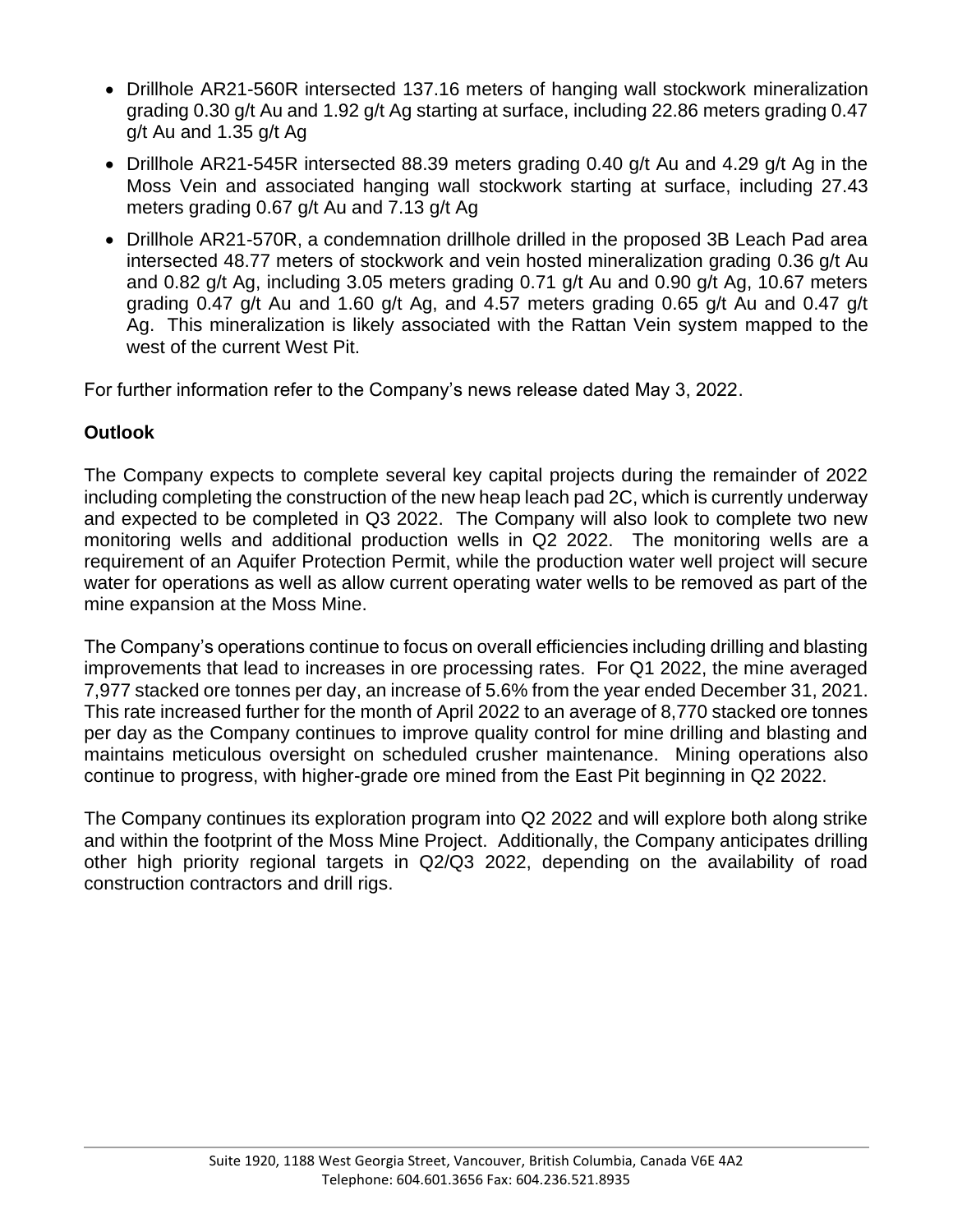- Drillhole AR21-560R intersected 137.16 meters of hanging wall stockwork mineralization grading 0.30 g/t Au and 1.92 g/t Ag starting at surface, including 22.86 meters grading 0.47 g/t Au and 1.35 g/t Ag
- Drillhole AR21-545R intersected 88.39 meters grading 0.40 g/t Au and 4.29 g/t Ag in the Moss Vein and associated hanging wall stockwork starting at surface, including 27.43 meters grading 0.67 g/t Au and 7.13 g/t Ag
- Drillhole AR21-570R, a condemnation drillhole drilled in the proposed 3B Leach Pad area intersected 48.77 meters of stockwork and vein hosted mineralization grading 0.36 g/t Au and 0.82 g/t Ag, including 3.05 meters grading 0.71 g/t Au and 0.90 g/t Ag, 10.67 meters grading 0.47 g/t Au and 1.60 g/t Ag, and 4.57 meters grading 0.65 g/t Au and 0.47 g/t Ag. This mineralization is likely associated with the Rattan Vein system mapped to the west of the current West Pit.

For further information refer to the Company's news release dated May 3, 2022.

**Outlook**

The Company expects to complete several key capital projects during the remainder of 2022 including completing the construction of the new heap leach pad 2C, which is currently underway and expected to be completed in Q3 2022. The Company will also look to complete two new monitoring wells and additional production wells in Q2 2022. The monitoring wells are a requirement of an Aquifer Protection Permit, while the production water well project will secure water for operations as well as allow current operating water wells to be removed as part of the mine expansion at the Moss Mine.

The Company's operations continue to focus on overall efficiencies including drilling and blasting improvements that lead to increases in ore processing rates. For Q1 2022, the mine averaged 7,977 stacked ore tonnes per day, an increase of 5.6% from the year ended December 31, 2021. This rate increased further for the month of April 2022 to an average of 8,770 stacked ore tonnes per day as the Company continues to improve quality control for mine drilling and blasting and maintains meticulous oversight on scheduled crusher maintenance. Mining operations also continue to progress, with higher-grade ore mined from the East Pit beginning in Q2 2022.

The Company continues its exploration program into Q2 2022 and will explore both along strike and within the footprint of the Moss Mine Project. Additionally, the Company anticipates drilling other high priority regional targets in Q2/Q3 2022, depending on the availability of road construction contractors and drill rigs.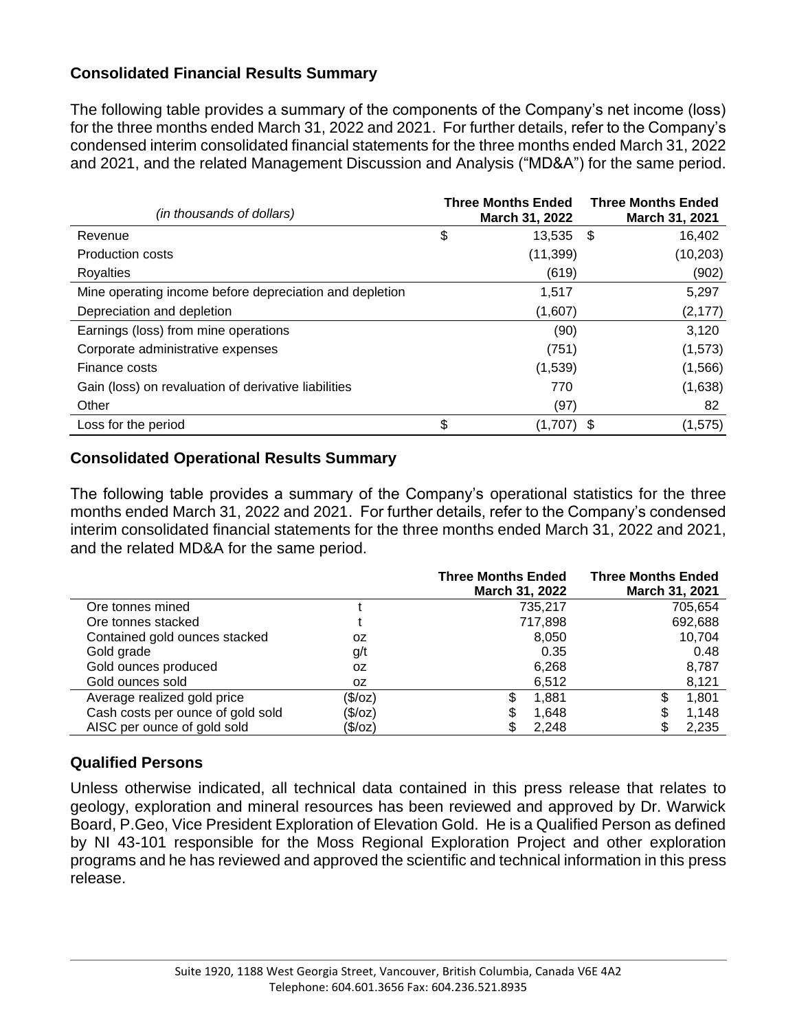## Consolidated Financial Results Summary

The following table provides a summary of the components of the Company's net income (loss) for the three months ended March 31, 2022 and 2021. For further details, refer to the Company's condensed interim consolidated financial statements for the three months ended March 31, 2022 and 2021, and the related Management Discussion and Analysis ("MD&A") for the same period.

| *(in thousands of dollars)* | Three Months Ended March 31, 2022 | Three Months Ended March 31, 2021 |
|---|---|---|
| Revenue | $ 13,535 | $ 16,402 |
| Production costs | (11,399) | (10,203) |
| Royalties | (619) | (902) |
| Mine operating income before depreciation and depletion | 1,517 | 5,297 |
| Depreciation and depletion | (1,607) | (2,177) |
| Earnings (loss) from mine operations | (90) | 3,120 |
| Corporate administrative expenses | (751) | (1,573) |
| Finance costs | (1,539) | (1,566) |
| Gain (loss) on revaluation of derivative liabilities | 770 | (1,638) |
| Other | (97) | 82 |
| Loss for the period | $ (1,707) | $ (1,575) |

## Consolidated Operational Results Summary

The following table provides a summary of the Company's operational statistics for the three months ended March 31, 2022 and 2021. For further details, refer to the Company's condensed interim consolidated financial statements for the three months ended March 31, 2022 and 2021, and the related MD&A for the same period.

| | | Three Months Ended March 31, 2022 | Three Months Ended March 31, 2021 |
|---|---|---|---|
| Ore tonnes mined | t | 735,217 | 705,654 |
| Ore tonnes stacked | t | 717,898 | 692,688 |
| Contained gold ounces stacked | oz | 8,050 | 10,704 |
| Gold grade | g/t | 0.35 | 0.48 |
| Gold ounces produced | oz | 6,268 | 8,787 |
| Gold ounces sold | oz | 6,512 | 8,121 |
| Average realized gold price | ($/oz) | $ 1,881 | $ 1,801 |
| Cash costs per ounce of gold sold | ($/oz) | $ 1,648 | $ 1,148 |
| AISC per ounce of gold sold | ($/oz) | $ 2,248 | $ 2,235 |

## Qualified Persons

Unless otherwise indicated, all technical data contained in this press release that relates to geology, exploration and mineral resources has been reviewed and approved by Dr. Warwick Board, P.Geo, Vice President Exploration of Elevation Gold. He is a Qualified Person as defined by NI 43-101 responsible for the Moss Regional Exploration Project and other exploration programs and he has reviewed and approved the scientific and technical information in this press release.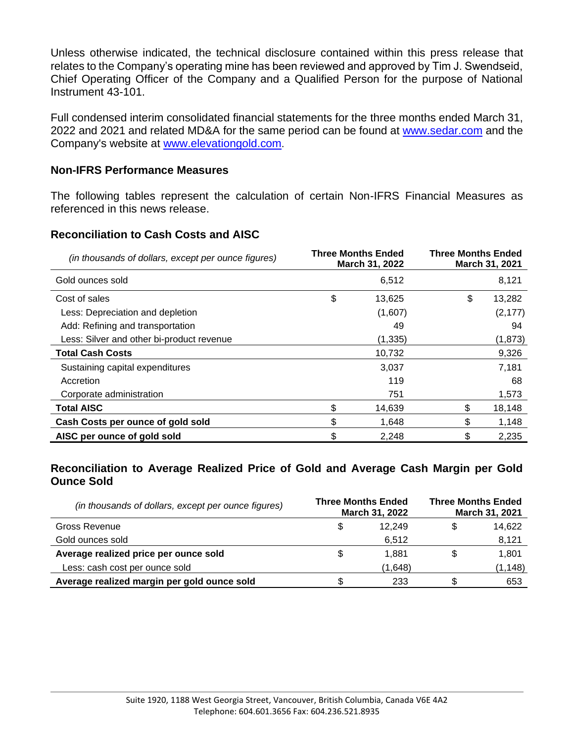Unless otherwise indicated, the technical disclosure contained within this press release that relates to the Company's operating mine has been reviewed and approved by Tim J. Swendseid, Chief Operating Officer of the Company and a Qualified Person for the purpose of National Instrument 43-101.

Full condensed interim consolidated financial statements for the three months ended March 31, 2022 and 2021 and related MD&A for the same period can be found at [www.sedar.com](www.sedar.com) and the Company's website at [www.elevationgold.com](www.elevationgold.com).

## Non-IFRS Performance Measures

The following tables represent the calculation of certain Non-IFRS Financial Measures as referenced in this news release.

### Reconciliation to Cash Costs and AISC

| *(in thousands of dollars, except per ounce figures)* | Three Months Ended March 31, 2022 | Three Months Ended March 31, 2021 |
|---|---|---|
| Gold ounces sold | 6,512 | 8,121 |
| Cost of sales | $ 13,625 | $ 13,282 |
| Less: Depreciation and depletion | (1,607) | (2,177) |
| Add: Refining and transportation | 49 | 94 |
| Less: Silver and other bi-product revenue | (1,335) | (1,873) |
| **Total Cash Costs** | 10,732 | 9,326 |
| Sustaining capital expenditures | 3,037 | 7,181 |
| Accretion | 119 | 68 |
| Corporate administration | 751 | 1,573 |
| **Total AISC** | $ 14,639 | $ 18,148 |
| **Cash Costs per ounce of gold sold** | $ 1,648 | $ 1,148 |
| **AISC per ounce of gold sold** | $ 2,248 | $ 2,235 |

### Reconciliation to Average Realized Price of Gold and Average Cash Margin per Gold Ounce Sold

| *(in thousands of dollars, except per ounce figures)* | Three Months Ended March 31, 2022 | Three Months Ended March 31, 2021 |
|---|---|---|
| Gross Revenue | $ 12,249 | $ 14,622 |
| Gold ounces sold | 6,512 | 8,121 |
| **Average realized price per ounce sold** | $ 1,881 | $ 1,801 |
| Less: cash cost per ounce sold | (1,648) | (1,148) |
| **Average realized margin per gold ounce sold** | $ 233 | $ 653 |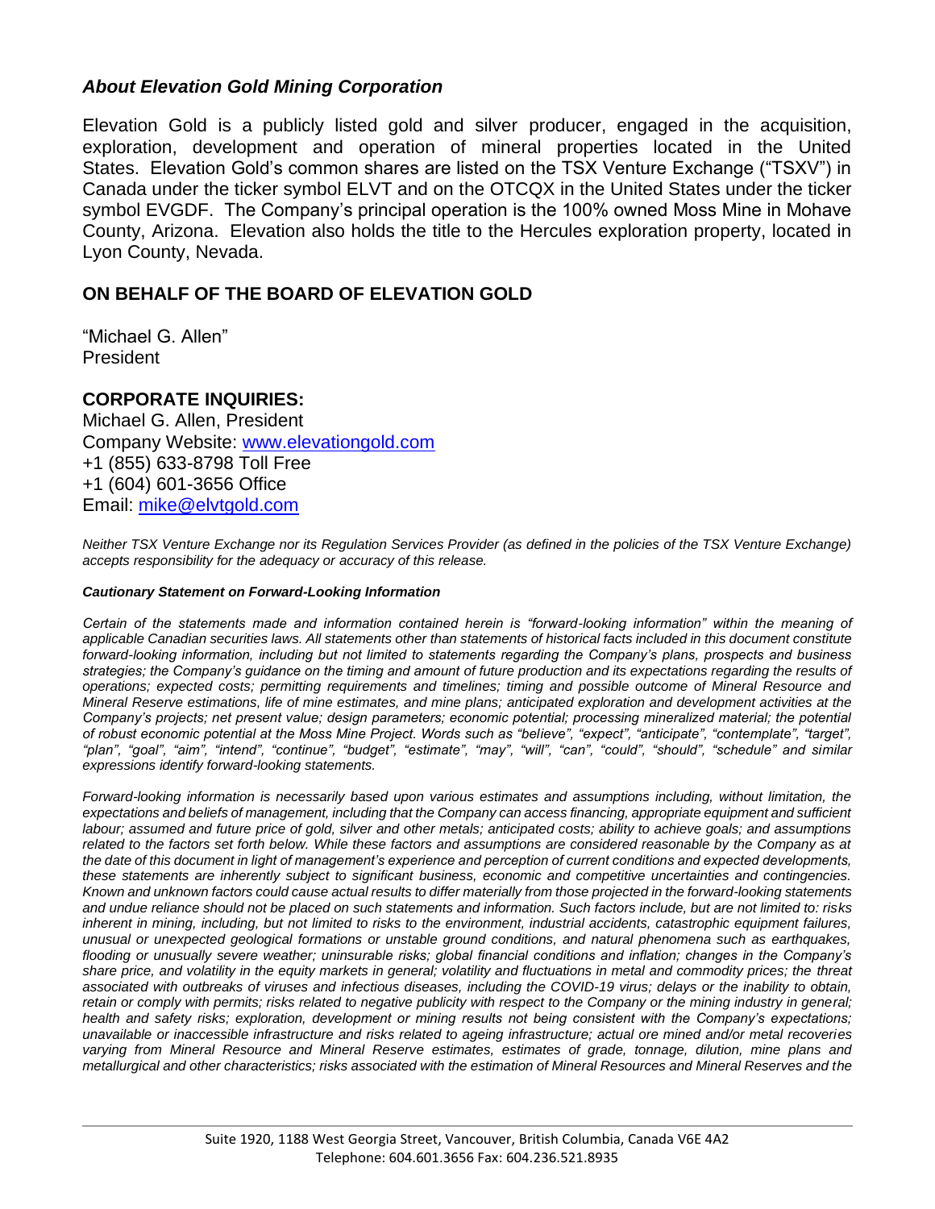### *About Elevation Gold Mining Corporation*

Elevation Gold is a publicly listed gold and silver producer, engaged in the acquisition, exploration, development and operation of mineral properties located in the United States. Elevation Gold's common shares are listed on the TSX Venture Exchange ("TSXV") in Canada under the ticker symbol ELVT and on the OTCQX in the United States under the ticker symbol EVGDF. The Company's principal operation is the 100% owned Moss Mine in Mohave County, Arizona. Elevation also holds the title to the Hercules exploration property, located in Lyon County, Nevada.

### ON BEHALF OF THE BOARD OF ELEVATION GOLD

"Michael G. Allen"
President

### CORPORATE INQUIRIES:

Michael G. Allen, President
Company Website: www.elevationgold.com
+1 (855) 633-8798 Toll Free
+1 (604) 601-3656 Office
Email: mike@elvtgold.com

*Neither TSX Venture Exchange nor its Regulation Services Provider (as defined in the policies of the TSX Venture Exchange) accepts responsibility for the adequacy or accuracy of this release.*

***Cautionary Statement on Forward-Looking Information***

*Certain of the statements made and information contained herein is "forward-looking information" within the meaning of applicable Canadian securities laws. All statements other than statements of historical facts included in this document constitute forward-looking information, including but not limited to statements regarding the Company's plans, prospects and business strategies; the Company's guidance on the timing and amount of future production and its expectations regarding the results of operations; expected costs; permitting requirements and timelines; timing and possible outcome of Mineral Resource and Mineral Reserve estimations, life of mine estimates, and mine plans; anticipated exploration and development activities at the Company's projects; net present value; design parameters; economic potential; processing mineralized material; the potential of robust economic potential at the Moss Mine Project. Words such as "believe", "expect", "anticipate", "contemplate", "target", "plan", "goal", "aim", "intend", "continue", "budget", "estimate", "may", "will", "can", "could", "should", "schedule" and similar expressions identify forward-looking statements.*

*Forward-looking information is necessarily based upon various estimates and assumptions including, without limitation, the expectations and beliefs of management, including that the Company can access financing, appropriate equipment and sufficient labour; assumed and future price of gold, silver and other metals; anticipated costs; ability to achieve goals; and assumptions related to the factors set forth below. While these factors and assumptions are considered reasonable by the Company as at the date of this document in light of management's experience and perception of current conditions and expected developments, these statements are inherently subject to significant business, economic and competitive uncertainties and contingencies. Known and unknown factors could cause actual results to differ materially from those projected in the forward-looking statements and undue reliance should not be placed on such statements and information. Such factors include, but are not limited to: risks inherent in mining, including, but not limited to risks to the environment, industrial accidents, catastrophic equipment failures, unusual or unexpected geological formations or unstable ground conditions, and natural phenomena such as earthquakes, flooding or unusually severe weather; uninsurable risks; global financial conditions and inflation; changes in the Company's share price, and volatility in the equity markets in general; volatility and fluctuations in metal and commodity prices; the threat associated with outbreaks of viruses and infectious diseases, including the COVID-19 virus; delays or the inability to obtain, retain or comply with permits; risks related to negative publicity with respect to the Company or the mining industry in general; health and safety risks; exploration, development or mining results not being consistent with the Company's expectations; unavailable or inaccessible infrastructure and risks related to ageing infrastructure; actual ore mined and/or metal recoveries varying from Mineral Resource and Mineral Reserve estimates, estimates of grade, tonnage, dilution, mine plans and metallurgical and other characteristics; risks associated with the estimation of Mineral Resources and Mineral Reserves and the*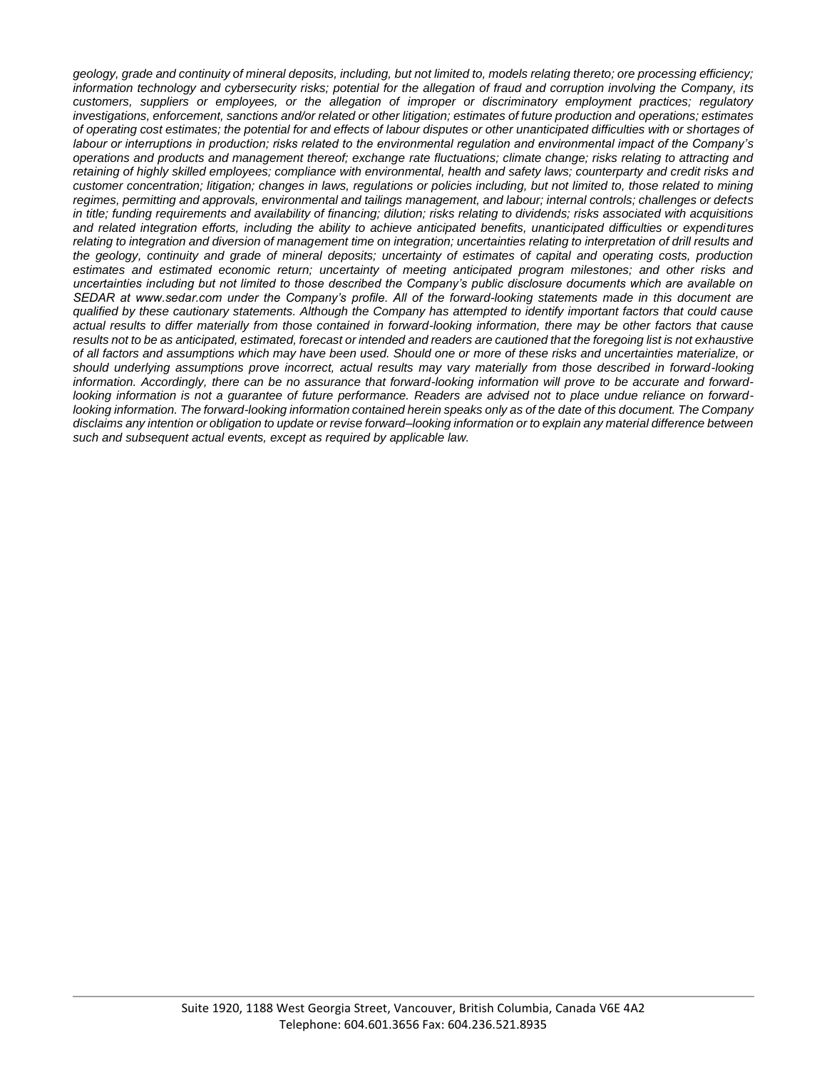*geology, grade and continuity of mineral deposits, including, but not limited to, models relating thereto; ore processing efficiency; information technology and cybersecurity risks; potential for the allegation of fraud and corruption involving the Company, its customers, suppliers or employees, or the allegation of improper or discriminatory employment practices; regulatory investigations, enforcement, sanctions and/or related or other litigation; estimates of future production and operations; estimates of operating cost estimates; the potential for and effects of labour disputes or other unanticipated difficulties with or shortages of labour or interruptions in production; risks related to the environmental regulation and environmental impact of the Company's operations and products and management thereof; exchange rate fluctuations; climate change; risks relating to attracting and retaining of highly skilled employees; compliance with environmental, health and safety laws; counterparty and credit risks and customer concentration; litigation; changes in laws, regulations or policies including, but not limited to, those related to mining regimes, permitting and approvals, environmental and tailings management, and labour; internal controls; challenges or defects in title; funding requirements and availability of financing; dilution; risks relating to dividends; risks associated with acquisitions and related integration efforts, including the ability to achieve anticipated benefits, unanticipated difficulties or expenditures relating to integration and diversion of management time on integration; uncertainties relating to interpretation of drill results and the geology, continuity and grade of mineral deposits; uncertainty of estimates of capital and operating costs, production estimates and estimated economic return; uncertainty of meeting anticipated program milestones; and other risks and uncertainties including but not limited to those described the Company's public disclosure documents which are available on SEDAR at www.sedar.com under the Company's profile. All of the forward-looking statements made in this document are qualified by these cautionary statements. Although the Company has attempted to identify important factors that could cause actual results to differ materially from those contained in forward-looking information, there may be other factors that cause results not to be as anticipated, estimated, forecast or intended and readers are cautioned that the foregoing list is not exhaustive of all factors and assumptions which may have been used. Should one or more of these risks and uncertainties materialize, or should underlying assumptions prove incorrect, actual results may vary materially from those described in forward-looking information. Accordingly, there can be no assurance that forward-looking information will prove to be accurate and forward-looking information is not a guarantee of future performance. Readers are advised not to place undue reliance on forward-looking information. The forward-looking information contained herein speaks only as of the date of this document. The Company disclaims any intention or obligation to update or revise forward–looking information or to explain any material difference between such and subsequent actual events, except as required by applicable law.*

Suite 1920, 1188 West Georgia Street, Vancouver, British Columbia, Canada V6E 4A2
Telephone: 604.601.3656 Fax: 604.236.521.8935